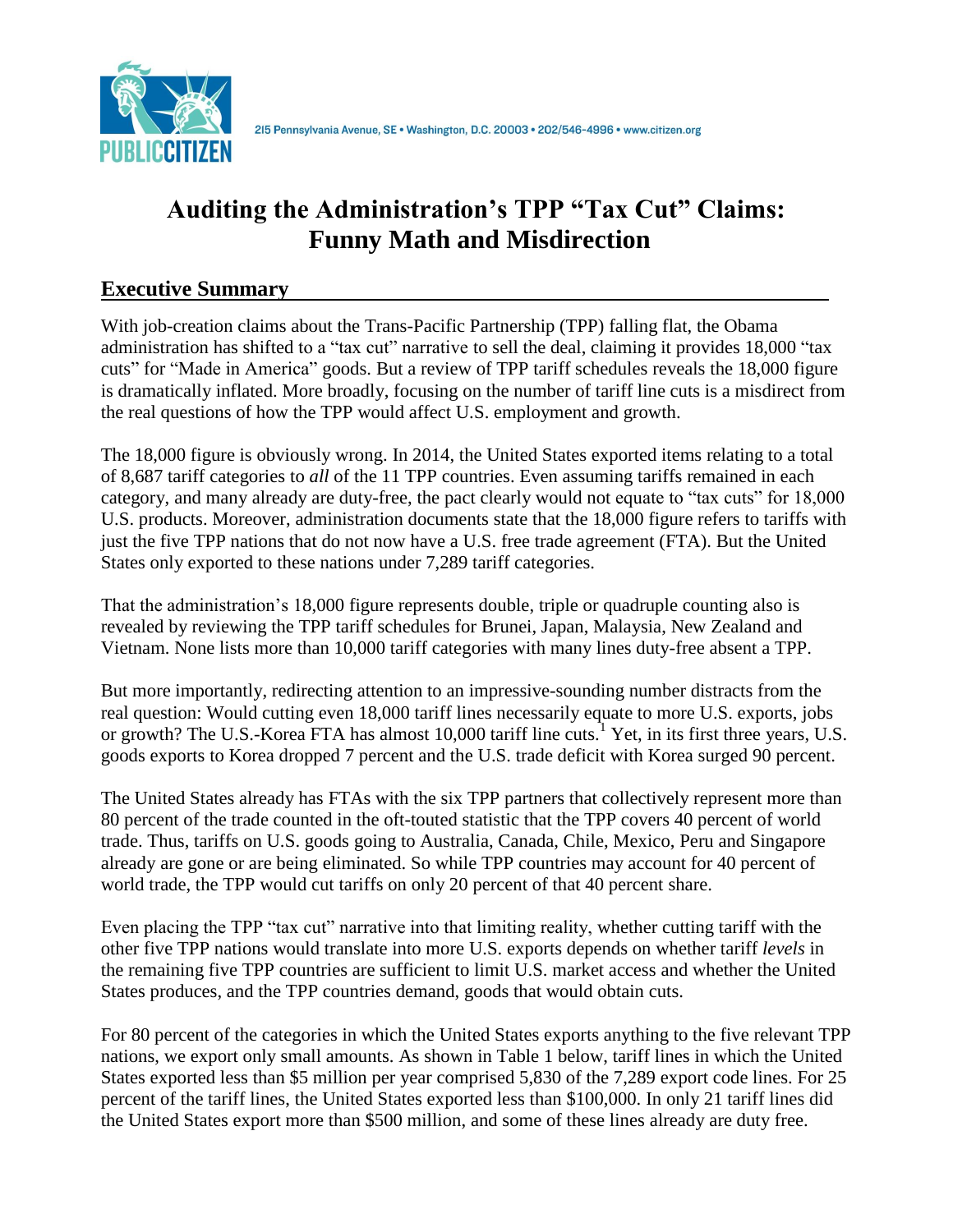# Auditing the Administration's TPP "Tax Cut" Claims: Funny Math and Misdirection

## Executive Summary

With job-creation claims about the Trans-Pacific Partnership (TPP) falling flat, the Obama administration has shifted to a "tax cut" narrative to sell the deal, claiming it provides 18,000 "tax cuts" for "Made in America" goods. But a review of TPP tariff schedules reveals the 18,000 figure is dramatically inflated. More broadly, focusing on the number of tariff line cuts is a misdirect from the real questions of how the TPP would affect U.S. employment and growth.

The 18,000 figure is obviously wrong. In 2014, the United States exported items relating to a total of 8,687 tariff categories to *all* of the 11 TPP countries. Even assuming tariffs remained in each category, and many already are duty-free, the pact clearly would not equate to "tax cuts" for 18,000 U.S. products. Moreover, administration documents state that the 18,000 figure refers to tariffs with just the five TPP nations that do not now have a U.S. free trade agreement (FTA). But the United States only exported to these nations under 7,289 tariff categories.

That the administration's 18,000 figure represents double, triple or quadruple counting also is revealed by reviewing the TPP tariff schedules for Brunei, Japan, Malaysia, New Zealand and Vietnam. None lists more than 10,000 tariff categories with many lines duty-free absent a TPP.

But more importantly, redirecting attention to an impressive-sounding number distracts from the real question: Would cutting even 18,000 tariff lines necessarily equate to more U.S. exports, jobs or growth? The U.S.-Korea FTA has almost 10,000 tariff line cuts.[1] Yet, in its first three years, U.S. goods exports to Korea dropped 7 percent and the U.S. trade deficit with Korea surged 90 percent.

The United States already has FTAs with the six TPP partners that collectively represent more than 80 percent of the trade counted in the oft-touted statistic that the TPP covers 40 percent of world trade. Thus, tariffs on U.S. goods going to Australia, Canada, Chile, Mexico, Peru and Singapore already are gone or are being eliminated. So while TPP countries may account for 40 percent of world trade, the TPP would cut tariffs on only 20 percent of that 40 percent share.

Even placing the TPP "tax cut" narrative into that limiting reality, whether cutting tariff with the other five TPP nations would translate into more U.S. exports depends on whether tariff *levels* in the remaining five TPP countries are sufficient to limit U.S. market access and whether the United States produces, and the TPP countries demand, goods that would obtain cuts.

For 80 percent of the categories in which the United States exports anything to the five relevant TPP nations, we export only small amounts. As shown in Table 1 below, tariff lines in which the United States exported less than $5 million per year comprised 5,830 of the 7,289 export code lines. For 25 percent of the tariff lines, the United States exported less than $100,000. In only 21 tariff lines did the United States export more than $500 million, and some of these lines already are duty free.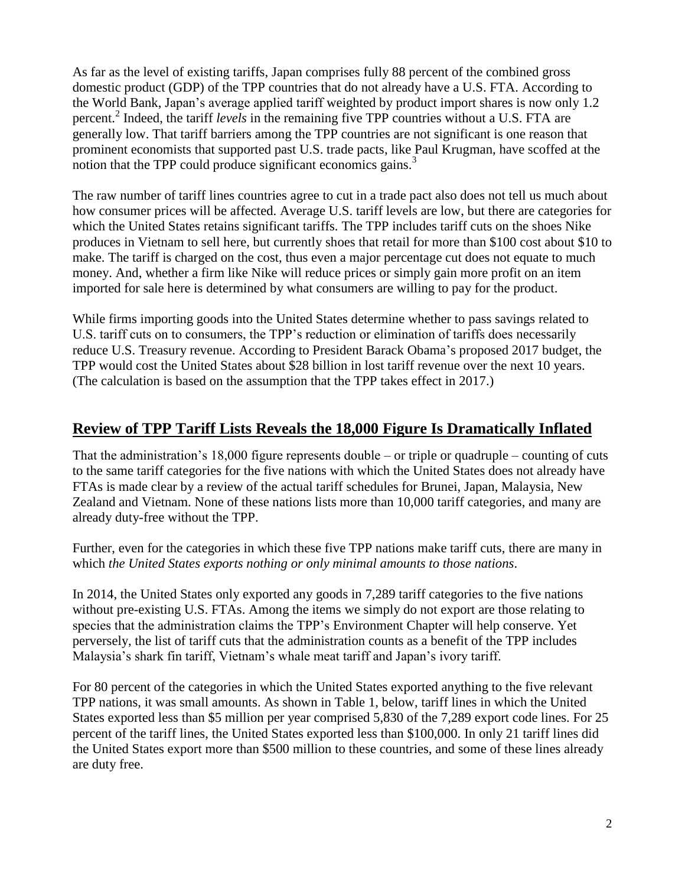As far as the level of existing tariffs, Japan comprises fully 88 percent of the combined gross domestic product (GDP) of the TPP countries that do not already have a U.S. FTA. According to the World Bank, Japan's average applied tariff weighted by product import shares is now only 1.2 percent.[2] Indeed, the tariff *levels* in the remaining five TPP countries without a U.S. FTA are generally low. That tariff barriers among the TPP countries are not significant is one reason that prominent economists that supported past U.S. trade pacts, like Paul Krugman, have scoffed at the notion that the TPP could produce significant economics gains.[3]

The raw number of tariff lines countries agree to cut in a trade pact also does not tell us much about how consumer prices will be affected. Average U.S. tariff levels are low, but there are categories for which the United States retains significant tariffs. The TPP includes tariff cuts on the shoes Nike produces in Vietnam to sell here, but currently shoes that retail for more than $100 cost about $10 to make. The tariff is charged on the cost, thus even a major percentage cut does not equate to much money. And, whether a firm like Nike will reduce prices or simply gain more profit on an item imported for sale here is determined by what consumers are willing to pay for the product.

While firms importing goods into the United States determine whether to pass savings related to U.S. tariff cuts on to consumers, the TPP's reduction or elimination of tariffs does necessarily reduce U.S. Treasury revenue. According to President Barack Obama's proposed 2017 budget, the TPP would cost the United States about $28 billion in lost tariff revenue over the next 10 years. (The calculation is based on the assumption that the TPP takes effect in 2017.)

## Review of TPP Tariff Lists Reveals the 18,000 Figure Is Dramatically Inflated

That the administration's 18,000 figure represents double – or triple or quadruple – counting of cuts to the same tariff categories for the five nations with which the United States does not already have FTAs is made clear by a review of the actual tariff schedules for Brunei, Japan, Malaysia, New Zealand and Vietnam. None of these nations lists more than 10,000 tariff categories, and many are already duty-free without the TPP.

Further, even for the categories in which these five TPP nations make tariff cuts, there are many in which *the United States exports nothing or only minimal amounts to those nations*.

In 2014, the United States only exported any goods in 7,289 tariff categories to the five nations without pre-existing U.S. FTAs. Among the items we simply do not export are those relating to species that the administration claims the TPP's Environment Chapter will help conserve. Yet perversely, the list of tariff cuts that the administration counts as a benefit of the TPP includes Malaysia's shark fin tariff, Vietnam's whale meat tariff and Japan's ivory tariff.

For 80 percent of the categories in which the United States exported anything to the five relevant TPP nations, it was small amounts. As shown in Table 1, below, tariff lines in which the United States exported less than $5 million per year comprised 5,830 of the 7,289 export code lines. For 25 percent of the tariff lines, the United States exported less than $100,000. In only 21 tariff lines did the United States export more than $500 million to these countries, and some of these lines already are duty free.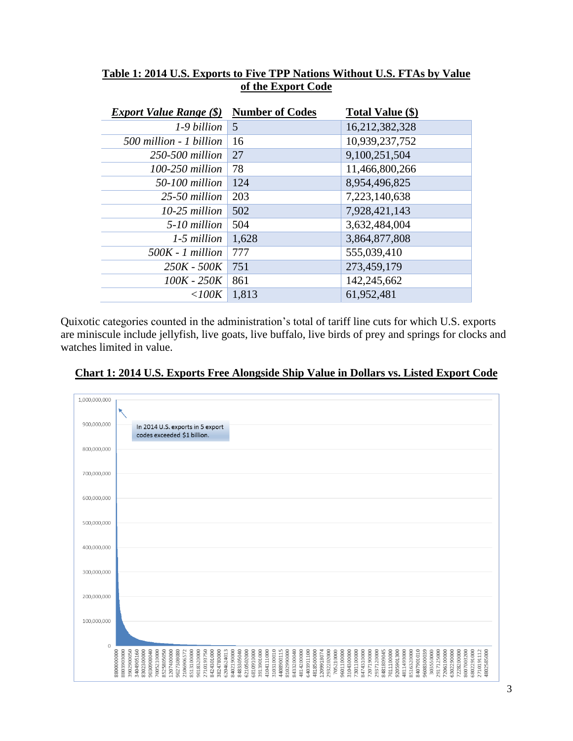**Table 1: 2014 U.S. Exports to Five TPP Nations Without U.S. FTAs by Value of the Export Code**

| *Export Value Range ($)* | Number of Codes | Total Value ($) |
|---|---|---|
| *1-9 billion* | 5 | 16,212,382,328 |
| *500 million - 1 billion* | 16 | 10,939,237,752 |
| *250-500 million* | 27 | 9,100,251,504 |
| *100-250 million* | 78 | 11,466,800,266 |
| *50-100 million* | 124 | 8,954,496,825 |
| *25-50 million* | 203 | 7,223,140,638 |
| *10-25 million* | 502 | 7,928,421,143 |
| *5-10 million* | 504 | 3,632,484,004 |
| *1-5 million* | 1,628 | 3,864,877,808 |
| *500K - 1 million* | 777 | 555,039,410 |
| *250K - 500K* | 751 | 273,459,179 |
| *100K - 250K* | 861 | 142,245,662 |
| *<100K* | 1,813 | 61,952,481 |

Quixotic categories counted in the administration's total of tariff line cuts for which U.S. exports are miniscule include jellyfish, live goats, live buffalo, live birds of prey and springs for clocks and watches limited in value.

**Chart 1: 2014 U.S. Exports Free Alongside Ship Value in Dollars vs. Listed Export Code**

In 2014 U.S. exports in 5 export codes exceeded $1 billion.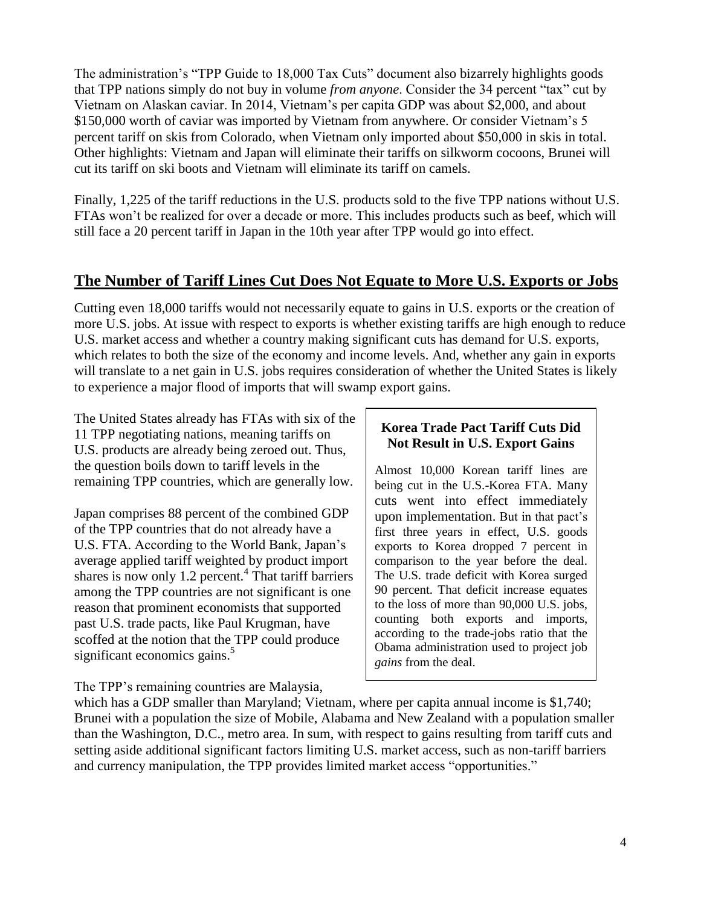The administration's "TPP Guide to 18,000 Tax Cuts" document also bizarrely highlights goods that TPP nations simply do not buy in volume *from anyone*. Consider the 34 percent "tax" cut by Vietnam on Alaskan caviar. In 2014, Vietnam's per capita GDP was about $2,000, and about $150,000 worth of caviar was imported by Vietnam from anywhere. Or consider Vietnam's 5 percent tariff on skis from Colorado, when Vietnam only imported about $50,000 in skis in total. Other highlights: Vietnam and Japan will eliminate their tariffs on silkworm cocoons, Brunei will cut its tariff on ski boots and Vietnam will eliminate its tariff on camels.

Finally, 1,225 of the tariff reductions in the U.S. products sold to the five TPP nations without U.S. FTAs won't be realized for over a decade or more. This includes products such as beef, which will still face a 20 percent tariff in Japan in the 10th year after TPP would go into effect.

## The Number of Tariff Lines Cut Does Not Equate to More U.S. Exports or Jobs

Cutting even 18,000 tariffs would not necessarily equate to gains in U.S. exports or the creation of more U.S. jobs. At issue with respect to exports is whether existing tariffs are high enough to reduce U.S. market access and whether a country making significant cuts has demand for U.S. exports, which relates to both the size of the economy and income levels. And, whether any gain in exports will translate to a net gain in U.S. jobs requires consideration of whether the United States is likely to experience a major flood of imports that will swamp export gains.

The United States already has FTAs with six of the 11 TPP negotiating nations, meaning tariffs on U.S. products are already being zeroed out. Thus, the question boils down to tariff levels in the remaining TPP countries, which are generally low.

Japan comprises 88 percent of the combined GDP of the TPP countries that do not already have a U.S. FTA. According to the World Bank, Japan's average applied tariff weighted by product import shares is now only 1.2 percent.[4] That tariff barriers among the TPP countries are not significant is one reason that prominent economists that supported past U.S. trade pacts, like Paul Krugman, have scoffed at the notion that the TPP could produce significant economics gains.[5]

The TPP's remaining countries are Malaysia, which has a GDP smaller than Maryland; Vietnam, where per capita annual income is $1,740; Brunei with a population the size of Mobile, Alabama and New Zealand with a population smaller than the Washington, D.C., metro area. In sum, with respect to gains resulting from tariff cuts and setting aside additional significant factors limiting U.S. market access, such as non-tariff barriers and currency manipulation, the TPP provides limited market access "opportunities."

**Korea Trade Pact Tariff Cuts Did Not Result in U.S. Export Gains**

Almost 10,000 Korean tariff lines are being cut in the U.S.-Korea FTA. Many cuts went into effect immediately upon implementation. But in that pact's first three years in effect, U.S. goods exports to Korea dropped 7 percent in comparison to the year before the deal. The U.S. trade deficit with Korea surged 90 percent. That deficit increase equates to the loss of more than 90,000 U.S. jobs, counting both exports and imports, according to the trade-jobs ratio that the Obama administration used to project job *gains* from the deal.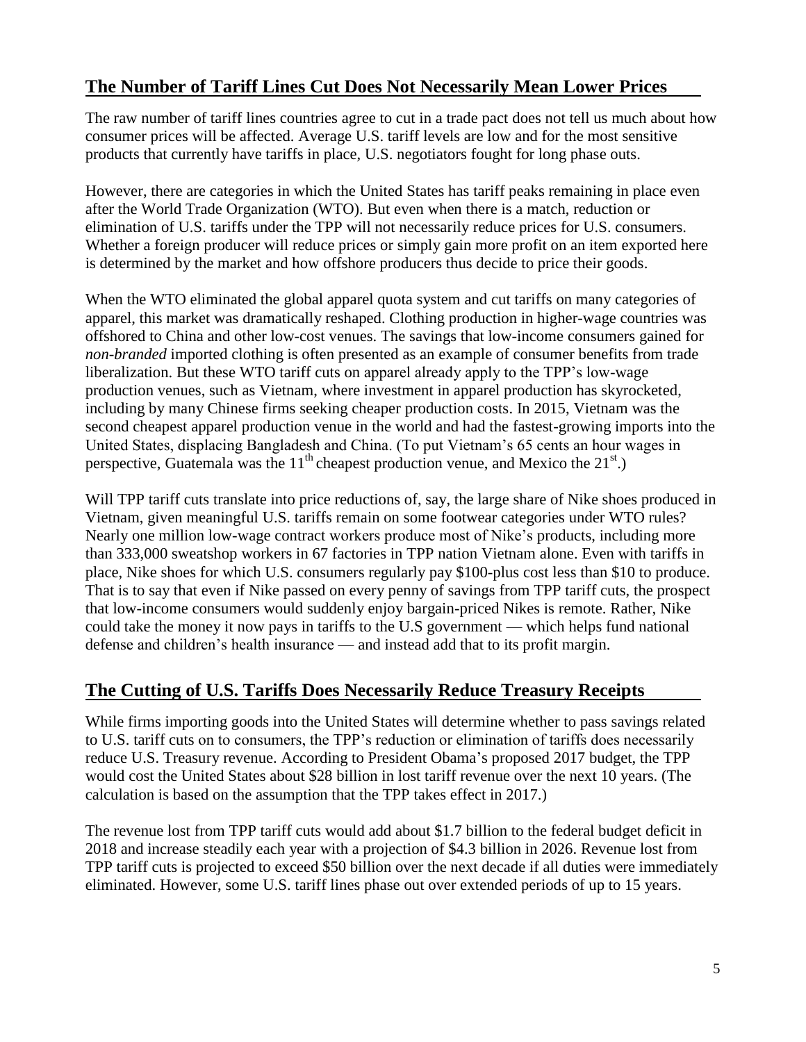## The Number of Tariff Lines Cut Does Not Necessarily Mean Lower Prices

The raw number of tariff lines countries agree to cut in a trade pact does not tell us much about how consumer prices will be affected. Average U.S. tariff levels are low and for the most sensitive products that currently have tariffs in place, U.S. negotiators fought for long phase outs.

However, there are categories in which the United States has tariff peaks remaining in place even after the World Trade Organization (WTO). But even when there is a match, reduction or elimination of U.S. tariffs under the TPP will not necessarily reduce prices for U.S. consumers. Whether a foreign producer will reduce prices or simply gain more profit on an item exported here is determined by the market and how offshore producers thus decide to price their goods.

When the WTO eliminated the global apparel quota system and cut tariffs on many categories of apparel, this market was dramatically reshaped. Clothing production in higher-wage countries was offshored to China and other low-cost venues. The savings that low-income consumers gained for *non-branded* imported clothing is often presented as an example of consumer benefits from trade liberalization. But these WTO tariff cuts on apparel already apply to the TPP's low-wage production venues, such as Vietnam, where investment in apparel production has skyrocketed, including by many Chinese firms seeking cheaper production costs. In 2015, Vietnam was the second cheapest apparel production venue in the world and had the fastest-growing imports into the United States, displacing Bangladesh and China. (To put Vietnam's 65 cents an hour wages in perspective, Guatemala was the 11th cheapest production venue, and Mexico the 21st.)

Will TPP tariff cuts translate into price reductions of, say, the large share of Nike shoes produced in Vietnam, given meaningful U.S. tariffs remain on some footwear categories under WTO rules? Nearly one million low-wage contract workers produce most of Nike's products, including more than 333,000 sweatshop workers in 67 factories in TPP nation Vietnam alone. Even with tariffs in place, Nike shoes for which U.S. consumers regularly pay \$100-plus cost less than \$10 to produce. That is to say that even if Nike passed on every penny of savings from TPP tariff cuts, the prospect that low-income consumers would suddenly enjoy bargain-priced Nikes is remote. Rather, Nike could take the money it now pays in tariffs to the U.S government — which helps fund national defense and children's health insurance — and instead add that to its profit margin.

## The Cutting of U.S. Tariffs Does Necessarily Reduce Treasury Receipts

While firms importing goods into the United States will determine whether to pass savings related to U.S. tariff cuts on to consumers, the TPP's reduction or elimination of tariffs does necessarily reduce U.S. Treasury revenue. According to President Obama's proposed 2017 budget, the TPP would cost the United States about \$28 billion in lost tariff revenue over the next 10 years. (The calculation is based on the assumption that the TPP takes effect in 2017.)

The revenue lost from TPP tariff cuts would add about \$1.7 billion to the federal budget deficit in 2018 and increase steadily each year with a projection of \$4.3 billion in 2026. Revenue lost from TPP tariff cuts is projected to exceed \$50 billion over the next decade if all duties were immediately eliminated. However, some U.S. tariff lines phase out over extended periods of up to 15 years.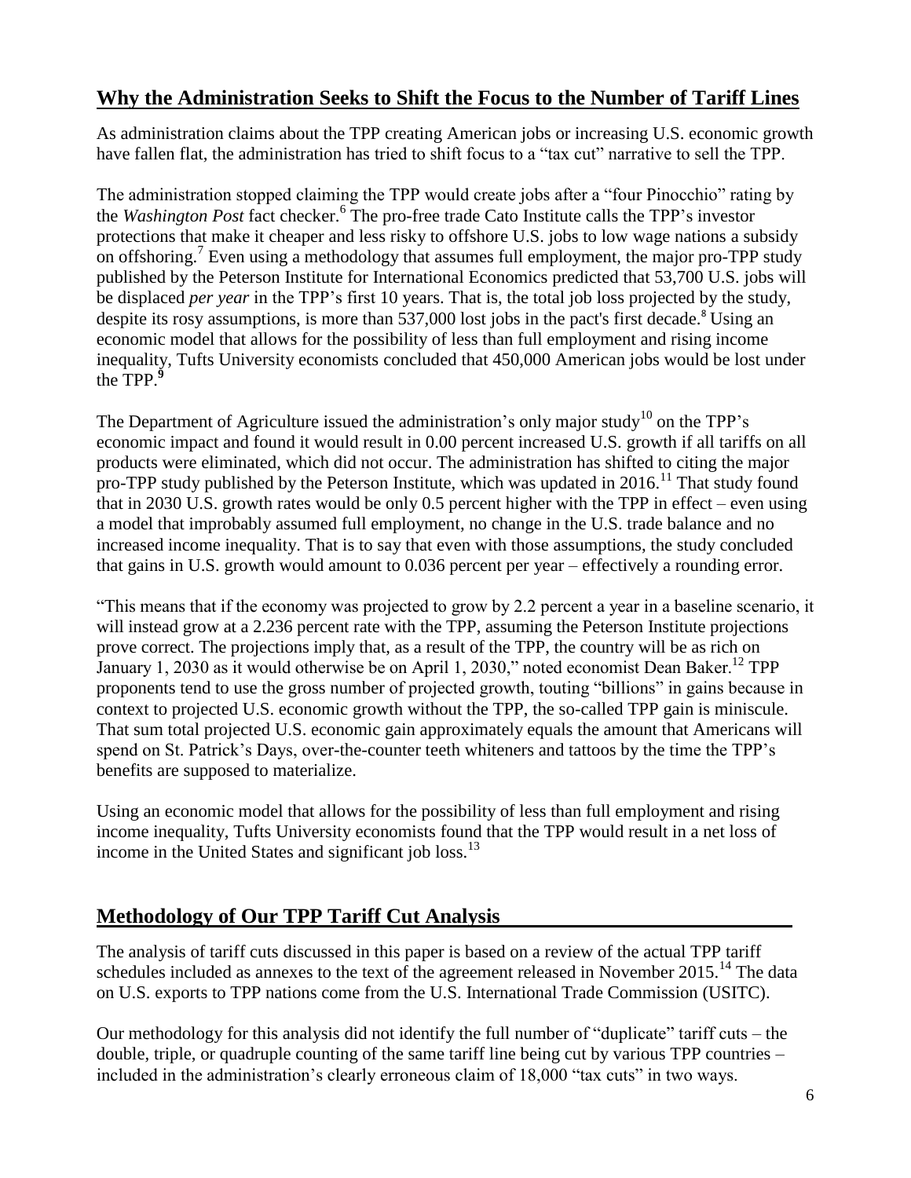## Why the Administration Seeks to Shift the Focus to the Number of Tariff Lines

As administration claims about the TPP creating American jobs or increasing U.S. economic growth have fallen flat, the administration has tried to shift focus to a "tax cut" narrative to sell the TPP.

The administration stopped claiming the TPP would create jobs after a "four Pinocchio" rating by the *Washington Post* fact checker.[6] The pro-free trade Cato Institute calls the TPP's investor protections that make it cheaper and less risky to offshore U.S. jobs to low wage nations a subsidy on offshoring.[7] Even using a methodology that assumes full employment, the major pro-TPP study published by the Peterson Institute for International Economics predicted that 53,700 U.S. jobs will be displaced *per year* in the TPP's first 10 years. That is, the total job loss projected by the study, despite its rosy assumptions, is more than 537,000 lost jobs in the pact's first decade.[8] Using an economic model that allows for the possibility of less than full employment and rising income inequality, Tufts University economists concluded that 450,000 American jobs would be lost under the TPP.[9]

The Department of Agriculture issued the administration's only major study[10] on the TPP's economic impact and found it would result in 0.00 percent increased U.S. growth if all tariffs on all products were eliminated, which did not occur. The administration has shifted to citing the major pro-TPP study published by the Peterson Institute, which was updated in 2016.[11] That study found that in 2030 U.S. growth rates would be only 0.5 percent higher with the TPP in effect – even using a model that improbably assumed full employment, no change in the U.S. trade balance and no increased income inequality. That is to say that even with those assumptions, the study concluded that gains in U.S. growth would amount to 0.036 percent per year – effectively a rounding error.

"This means that if the economy was projected to grow by 2.2 percent a year in a baseline scenario, it will instead grow at a 2.236 percent rate with the TPP, assuming the Peterson Institute projections prove correct. The projections imply that, as a result of the TPP, the country will be as rich on January 1, 2030 as it would otherwise be on April 1, 2030," noted economist Dean Baker.[12] TPP proponents tend to use the gross number of projected growth, touting "billions" in gains because in context to projected U.S. economic growth without the TPP, the so-called TPP gain is miniscule. That sum total projected U.S. economic gain approximately equals the amount that Americans will spend on St. Patrick's Days, over-the-counter teeth whiteners and tattoos by the time the TPP's benefits are supposed to materialize.

Using an economic model that allows for the possibility of less than full employment and rising income inequality, Tufts University economists found that the TPP would result in a net loss of income in the United States and significant job loss.[13]

## Methodology of Our TPP Tariff Cut Analysis

The analysis of tariff cuts discussed in this paper is based on a review of the actual TPP tariff schedules included as annexes to the text of the agreement released in November 2015.[14] The data on U.S. exports to TPP nations come from the U.S. International Trade Commission (USITC).

Our methodology for this analysis did not identify the full number of "duplicate" tariff cuts – the double, triple, or quadruple counting of the same tariff line being cut by various TPP countries – included in the administration's clearly erroneous claim of 18,000 "tax cuts" in two ways.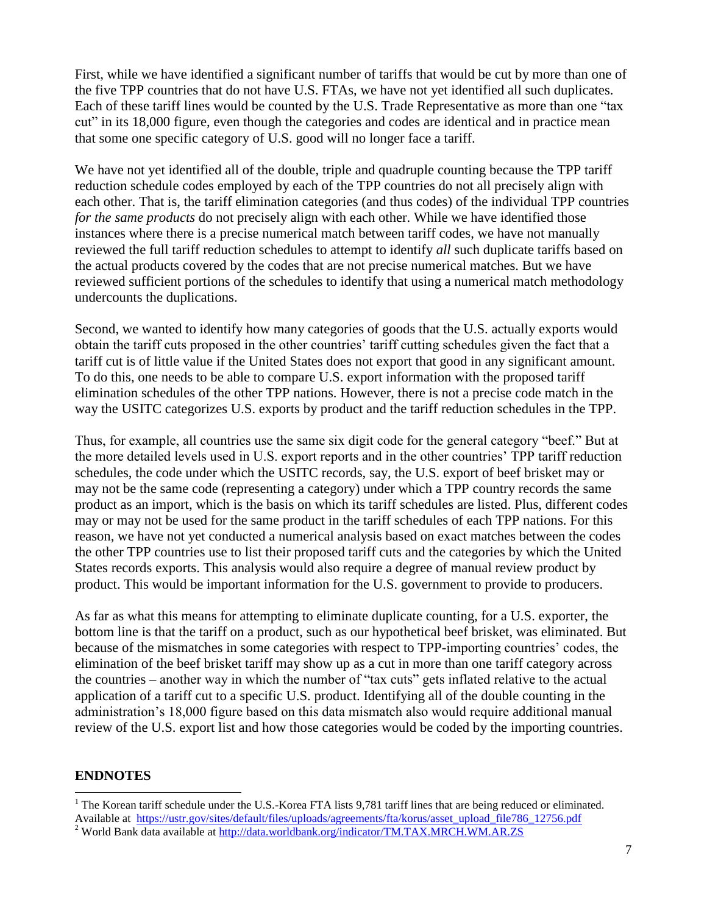First, while we have identified a significant number of tariffs that would be cut by more than one of the five TPP countries that do not have U.S. FTAs, we have not yet identified all such duplicates. Each of these tariff lines would be counted by the U.S. Trade Representative as more than one "tax cut" in its 18,000 figure, even though the categories and codes are identical and in practice mean that some one specific category of U.S. good will no longer face a tariff.

We have not yet identified all of the double, triple and quadruple counting because the TPP tariff reduction schedule codes employed by each of the TPP countries do not all precisely align with each other. That is, the tariff elimination categories (and thus codes) of the individual TPP countries *for the same products* do not precisely align with each other. While we have identified those instances where there is a precise numerical match between tariff codes, we have not manually reviewed the full tariff reduction schedules to attempt to identify *all* such duplicate tariffs based on the actual products covered by the codes that are not precise numerical matches. But we have reviewed sufficient portions of the schedules to identify that using a numerical match methodology undercounts the duplications.

Second, we wanted to identify how many categories of goods that the U.S. actually exports would obtain the tariff cuts proposed in the other countries' tariff cutting schedules given the fact that a tariff cut is of little value if the United States does not export that good in any significant amount. To do this, one needs to be able to compare U.S. export information with the proposed tariff elimination schedules of the other TPP nations. However, there is not a precise code match in the way the USITC categorizes U.S. exports by product and the tariff reduction schedules in the TPP.

Thus, for example, all countries use the same six digit code for the general category "beef." But at the more detailed levels used in U.S. export reports and in the other countries' TPP tariff reduction schedules, the code under which the USITC records, say, the U.S. export of beef brisket may or may not be the same code (representing a category) under which a TPP country records the same product as an import, which is the basis on which its tariff schedules are listed. Plus, different codes may or may not be used for the same product in the tariff schedules of each TPP nations. For this reason, we have not yet conducted a numerical analysis based on exact matches between the codes the other TPP countries use to list their proposed tariff cuts and the categories by which the United States records exports. This analysis would also require a degree of manual review product by product. This would be important information for the U.S. government to provide to producers.

As far as what this means for attempting to eliminate duplicate counting, for a U.S. exporter, the bottom line is that the tariff on a product, such as our hypothetical beef brisket, was eliminated. But because of the mismatches in some categories with respect to TPP-importing countries' codes, the elimination of the beef brisket tariff may show up as a cut in more than one tariff category across the countries – another way in which the number of "tax cuts" gets inflated relative to the actual application of a tariff cut to a specific U.S. product. Identifying all of the double counting in the administration's 18,000 figure based on this data mismatch also would require additional manual review of the U.S. export list and how those categories would be coded by the importing countries.

## ENDNOTES

[1] The Korean tariff schedule under the U.S.-Korea FTA lists 9,781 tariff lines that are being reduced or eliminated. Available at https://ustr.gov/sites/default/files/uploads/agreements/fta/korus/asset_upload_file786_12756.pdf

[2] World Bank data available at http://data.worldbank.org/indicator/TM.TAX.MRCH.WM.AR.ZS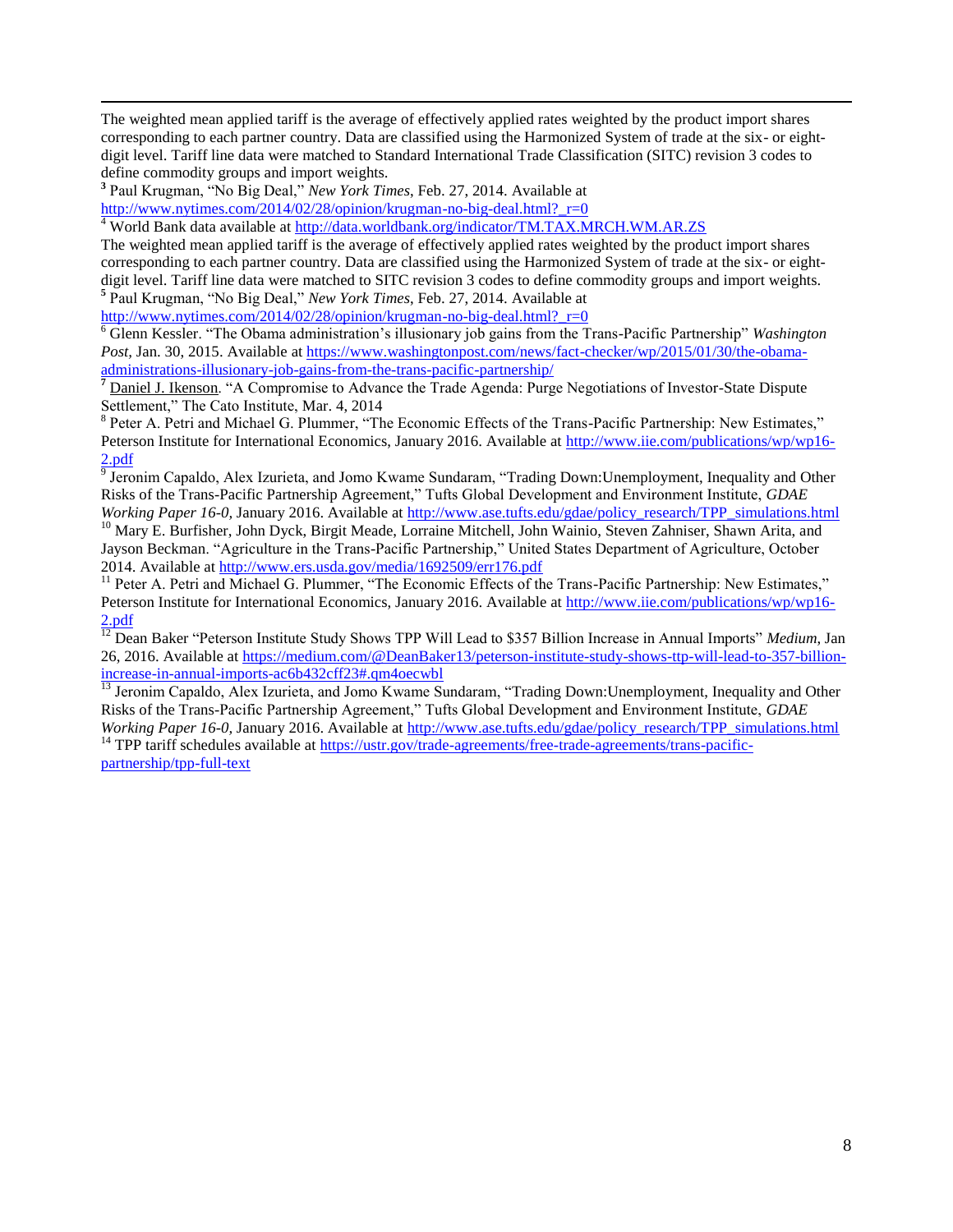The weighted mean applied tariff is the average of effectively applied rates weighted by the product import shares corresponding to each partner country. Data are classified using the Harmonized System of trade at the six- or eight-digit level. Tariff line data were matched to Standard International Trade Classification (SITC) revision 3 codes to define commodity groups and import weights.

[3] Paul Krugman, "No Big Deal," *New York Times*, Feb. 27, 2014. Available at http://www.nytimes.com/2014/02/28/opinion/krugman-no-big-deal.html?_r=0

[4] World Bank data available at http://data.worldbank.org/indicator/TM.TAX.MRCH.WM.AR.ZS
The weighted mean applied tariff is the average of effectively applied rates weighted by the product import shares corresponding to each partner country. Data are classified using the Harmonized System of trade at the six- or eight-digit level. Tariff line data were matched to SITC revision 3 codes to define commodity groups and import weights.

[5] Paul Krugman, "No Big Deal," *New York Times*, Feb. 27, 2014. Available at http://www.nytimes.com/2014/02/28/opinion/krugman-no-big-deal.html?_r=0

[6] Glenn Kessler. "The Obama administration's illusionary job gains from the Trans-Pacific Partnership" *Washington Post*, Jan. 30, 2015. Available at https://www.washingtonpost.com/news/fact-checker/wp/2015/01/30/the-obama-administrations-illusionary-job-gains-from-the-trans-pacific-partnership/

[7] Daniel J. Ikenson. "A Compromise to Advance the Trade Agenda: Purge Negotiations of Investor-State Dispute Settlement," The Cato Institute, Mar. 4, 2014

[8] Peter A. Petri and Michael G. Plummer, "The Economic Effects of the Trans-Pacific Partnership: New Estimates," Peterson Institute for International Economics, January 2016. Available at http://www.iie.com/publications/wp/wp16-2.pdf

[9] Jeronim Capaldo, Alex Izurieta, and Jomo Kwame Sundaram, "Trading Down:Unemployment, Inequality and Other Risks of the Trans-Pacific Partnership Agreement," Tufts Global Development and Environment Institute, *GDAE Working Paper 16-0*, January 2016. Available at http://www.ase.tufts.edu/gdae/policy_research/TPP_simulations.html

[10] Mary E. Burfisher, John Dyck, Birgit Meade, Lorraine Mitchell, John Wainio, Steven Zahniser, Shawn Arita, and Jayson Beckman. "Agriculture in the Trans-Pacific Partnership," United States Department of Agriculture, October 2014. Available at http://www.ers.usda.gov/media/1692509/err176.pdf

[11] Peter A. Petri and Michael G. Plummer, "The Economic Effects of the Trans-Pacific Partnership: New Estimates," Peterson Institute for International Economics, January 2016. Available at http://www.iie.com/publications/wp/wp16-2.pdf

[12] Dean Baker "Peterson Institute Study Shows TPP Will Lead to $357 Billion Increase in Annual Imports" *Medium*, Jan 26, 2016. Available at https://medium.com/@DeanBaker13/peterson-institute-study-shows-ttp-will-lead-to-357-billion-increase-in-annual-imports-ac6b432cff23#.qm4oecwbl

[13] Jeronim Capaldo, Alex Izurieta, and Jomo Kwame Sundaram, "Trading Down:Unemployment, Inequality and Other Risks of the Trans-Pacific Partnership Agreement," Tufts Global Development and Environment Institute, *GDAE Working Paper 16-0*, January 2016. Available at http://www.ase.tufts.edu/gdae/policy_research/TPP_simulations.html

[14] TPP tariff schedules available at https://ustr.gov/trade-agreements/free-trade-agreements/trans-pacific-partnership/tpp-full-text